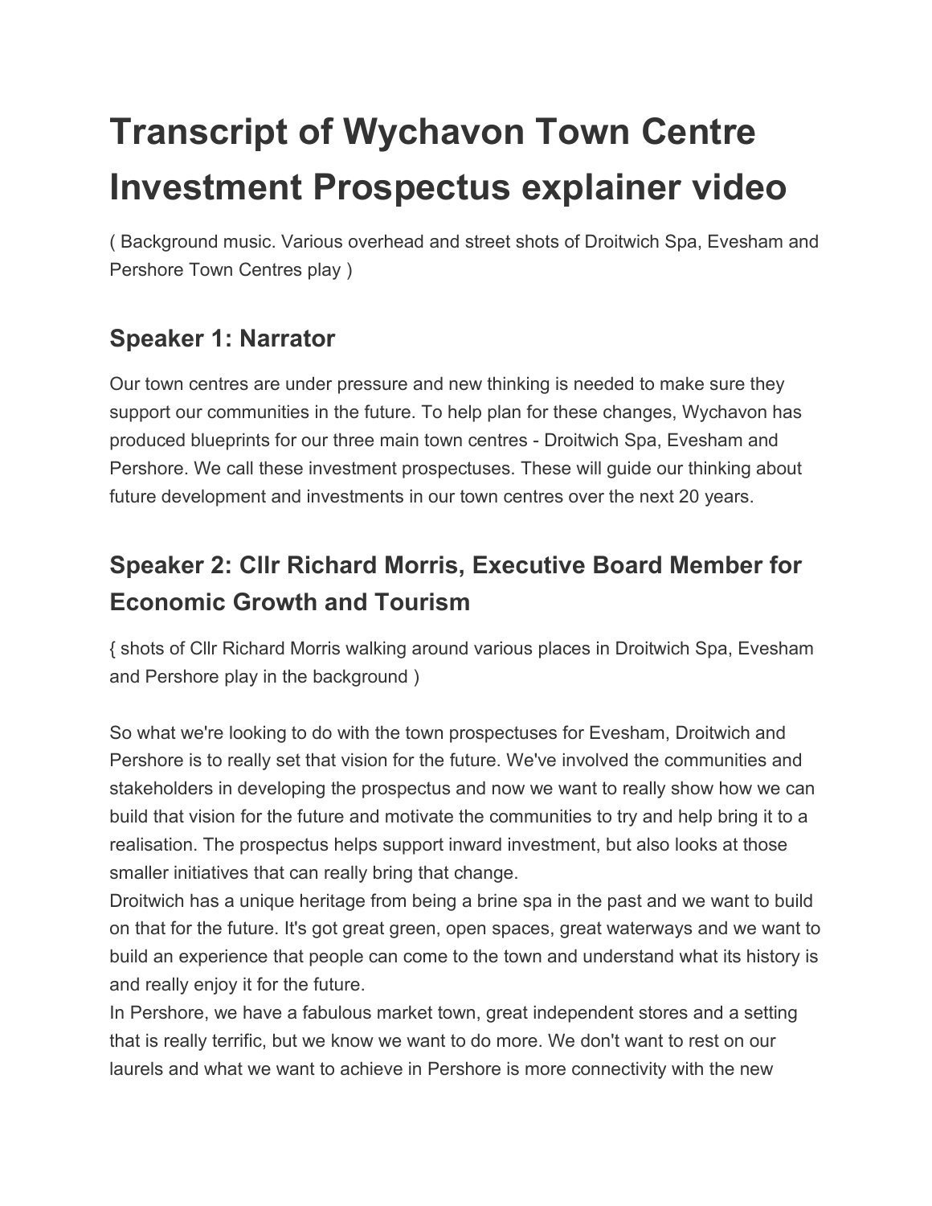# Transcript of Wychavon Town Centre Investment Prospectus explainer video

( Background music. Various overhead and street shots of Droitwich Spa, Evesham and Pershore Town Centres play )

## Speaker 1: Narrator

Our town centres are under pressure and new thinking is needed to make sure they support our communities in the future. To help plan for these changes, Wychavon has produced blueprints for our three main town centres - Droitwich Spa, Evesham and Pershore. We call these investment prospectuses. These will guide our thinking about future development and investments in our town centres over the next 20 years.

## Speaker 2: Cllr Richard Morris, Executive Board Member for Economic Growth and Tourism

{ shots of Cllr Richard Morris walking around various places in Droitwich Spa, Evesham and Pershore play in the background )

So what we're looking to do with the town prospectuses for Evesham, Droitwich and Pershore is to really set that vision for the future. We've involved the communities and stakeholders in developing the prospectus and now we want to really show how we can build that vision for the future and motivate the communities to try and help bring it to a realisation. The prospectus helps support inward investment, but also looks at those smaller initiatives that can really bring that change.

Droitwich has a unique heritage from being a brine spa in the past and we want to build on that for the future. It's got great green, open spaces, great waterways and we want to build an experience that people can come to the town and understand what its history is and really enjoy it for the future.

In Pershore, we have a fabulous market town, great independent stores and a setting that is really terrific, but we know we want to do more. We don't want to rest on our laurels and what we want to achieve in Pershore is more connectivity with the new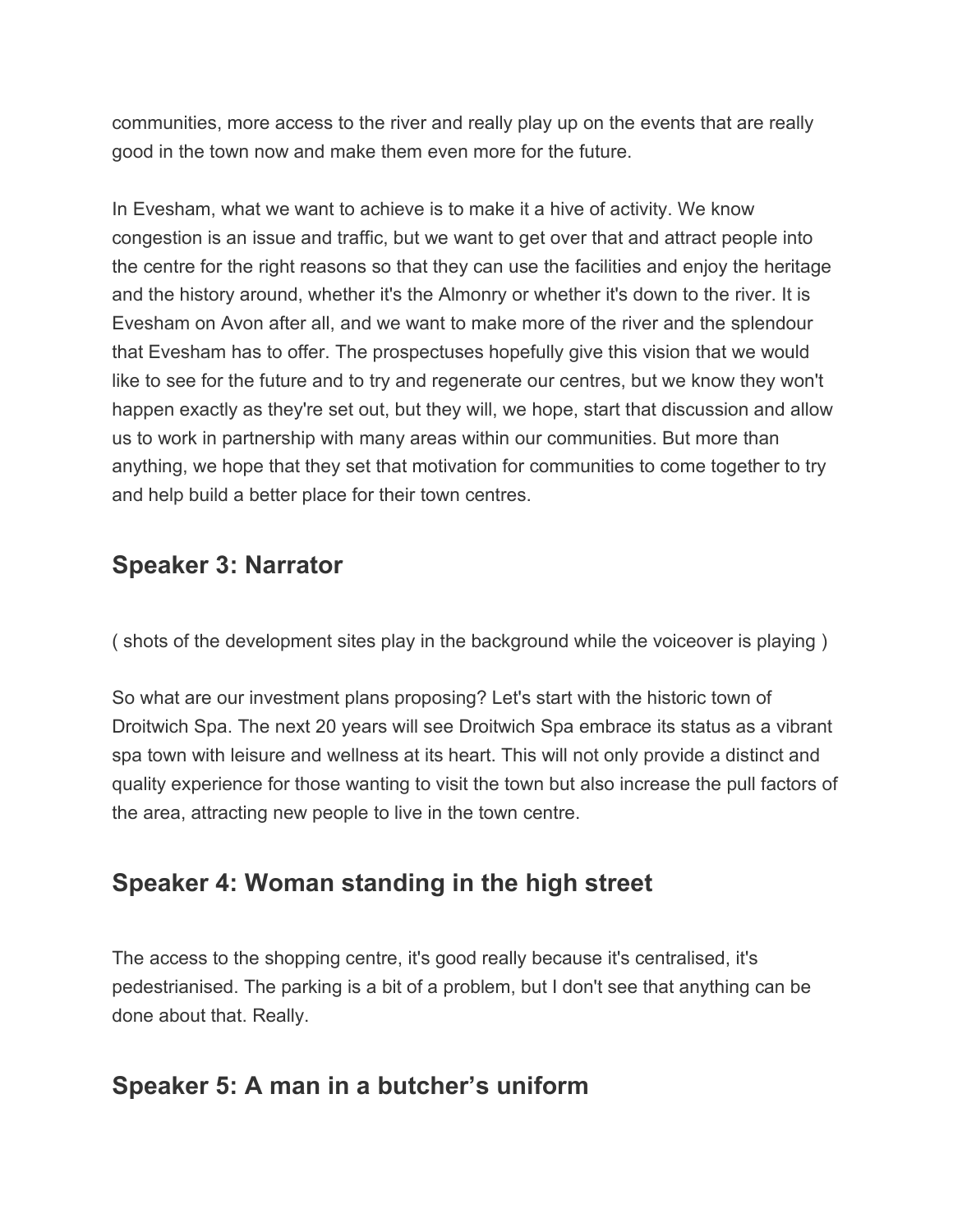communities, more access to the river and really play up on the events that are really good in the town now and make them even more for the future.

In Evesham, what we want to achieve is to make it a hive of activity. We know congestion is an issue and traffic, but we want to get over that and attract people into the centre for the right reasons so that they can use the facilities and enjoy the heritage and the history around, whether it's the Almonry or whether it's down to the river. It is Evesham on Avon after all, and we want to make more of the river and the splendour that Evesham has to offer. The prospectuses hopefully give this vision that we would like to see for the future and to try and regenerate our centres, but we know they won't happen exactly as they're set out, but they will, we hope, start that discussion and allow us to work in partnership with many areas within our communities. But more than anything, we hope that they set that motivation for communities to come together to try and help build a better place for their town centres.

## Speaker 3: Narrator

( shots of the development sites play in the background while the voiceover is playing )

So what are our investment plans proposing? Let's start with the historic town of Droitwich Spa. The next 20 years will see Droitwich Spa embrace its status as a vibrant spa town with leisure and wellness at its heart. This will not only provide a distinct and quality experience for those wanting to visit the town but also increase the pull factors of the area, attracting new people to live in the town centre.

## Speaker 4: Woman standing in the high street

The access to the shopping centre, it's good really because it's centralised, it's pedestrianised. The parking is a bit of a problem, but I don't see that anything can be done about that. Really.

## Speaker 5: A man in a butcher's uniform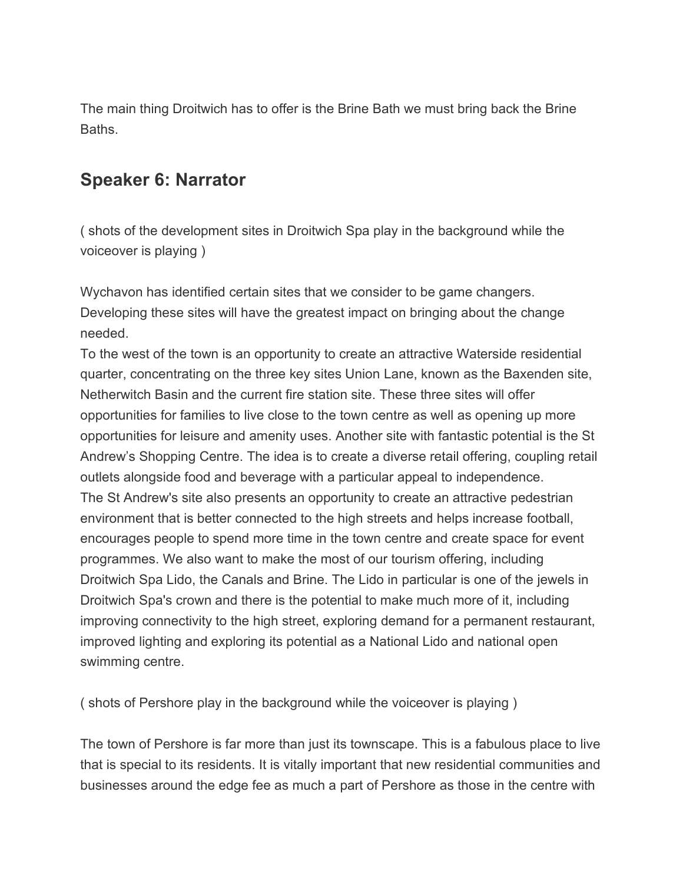The main thing Droitwich has to offer is the Brine Bath we must bring back the Brine Baths.

## Speaker 6: Narrator

( shots of the development sites in Droitwich Spa play in the background while the voiceover is playing )

Wychavon has identified certain sites that we consider to be game changers. Developing these sites will have the greatest impact on bringing about the change needed.
To the west of the town is an opportunity to create an attractive Waterside residential quarter, concentrating on the three key sites Union Lane, known as the Baxenden site, Netherwitch Basin and the current fire station site. These three sites will offer opportunities for families to live close to the town centre as well as opening up more opportunities for leisure and amenity uses. Another site with fantastic potential is the St Andrew's Shopping Centre. The idea is to create a diverse retail offering, coupling retail outlets alongside food and beverage with a particular appeal to independence.
The St Andrew's site also presents an opportunity to create an attractive pedestrian environment that is better connected to the high streets and helps increase football, encourages people to spend more time in the town centre and create space for event programmes. We also want to make the most of our tourism offering, including Droitwich Spa Lido, the Canals and Brine. The Lido in particular is one of the jewels in Droitwich Spa's crown and there is the potential to make much more of it, including improving connectivity to the high street, exploring demand for a permanent restaurant, improved lighting and exploring its potential as a National Lido and national open swimming centre.

( shots of Pershore play in the background while the voiceover is playing )

The town of Pershore is far more than just its townscape. This is a fabulous place to live that is special to its residents. It is vitally important that new residential communities and businesses around the edge fee as much a part of Pershore as those in the centre with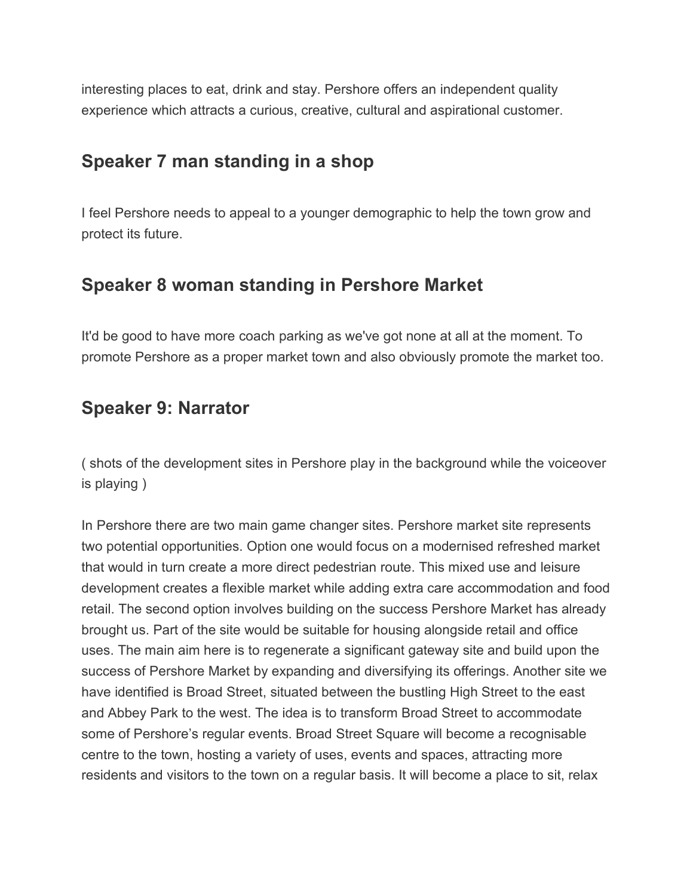interesting places to eat, drink and stay. Pershore offers an independent quality experience which attracts a curious, creative, cultural and aspirational customer.

## Speaker 7 man standing in a shop

I feel Pershore needs to appeal to a younger demographic to help the town grow and protect its future.

## Speaker 8 woman standing in Pershore Market

It'd be good to have more coach parking as we've got none at all at the moment. To promote Pershore as a proper market town and also obviously promote the market too.

## Speaker 9: Narrator

( shots of the development sites in Pershore play in the background while the voiceover is playing )

In Pershore there are two main game changer sites. Pershore market site represents two potential opportunities. Option one would focus on a modernised refreshed market that would in turn create a more direct pedestrian route. This mixed use and leisure development creates a flexible market while adding extra care accommodation and food retail. The second option involves building on the success Pershore Market has already brought us. Part of the site would be suitable for housing alongside retail and office uses. The main aim here is to regenerate a significant gateway site and build upon the success of Pershore Market by expanding and diversifying its offerings. Another site we have identified is Broad Street, situated between the bustling High Street to the east and Abbey Park to the west. The idea is to transform Broad Street to accommodate some of Pershore's regular events. Broad Street Square will become a recognisable centre to the town, hosting a variety of uses, events and spaces, attracting more residents and visitors to the town on a regular basis. It will become a place to sit, relax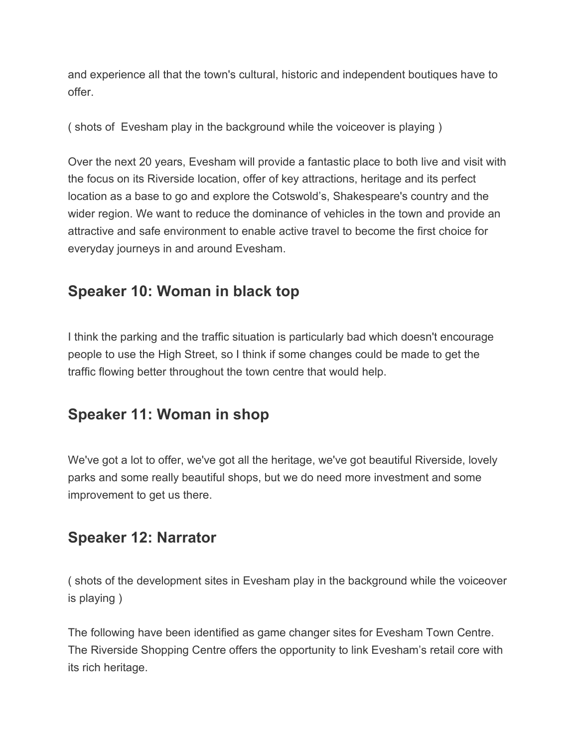and experience all that the town's cultural, historic and independent boutiques have to offer.

( shots of  Evesham play in the background while the voiceover is playing )

Over the next 20 years, Evesham will provide a fantastic place to both live and visit with the focus on its Riverside location, offer of key attractions, heritage and its perfect location as a base to go and explore the Cotswold's, Shakespeare's country and the wider region. We want to reduce the dominance of vehicles in the town and provide an attractive and safe environment to enable active travel to become the first choice for everyday journeys in and around Evesham.

## Speaker 10: Woman in black top

I think the parking and the traffic situation is particularly bad which doesn't encourage people to use the High Street, so I think if some changes could be made to get the traffic flowing better throughout the town centre that would help.

## Speaker 11: Woman in shop

We've got a lot to offer, we've got all the heritage, we've got beautiful Riverside, lovely parks and some really beautiful shops, but we do need more investment and some improvement to get us there.

## Speaker 12: Narrator

( shots of the development sites in Evesham play in the background while the voiceover is playing )

The following have been identified as game changer sites for Evesham Town Centre. The Riverside Shopping Centre offers the opportunity to link Evesham's retail core with its rich heritage.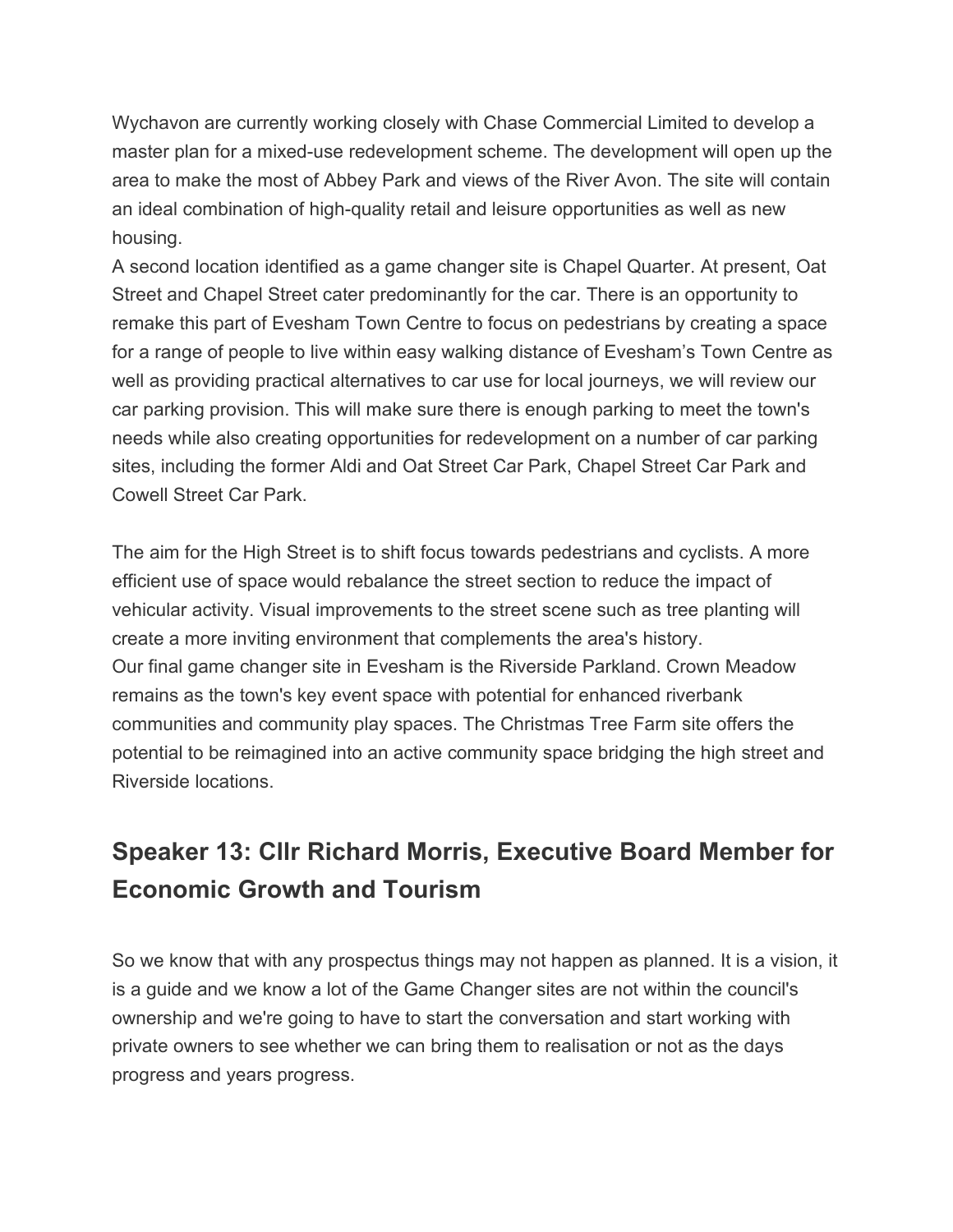Wychavon are currently working closely with Chase Commercial Limited to develop a master plan for a mixed-use redevelopment scheme. The development will open up the area to make the most of Abbey Park and views of the River Avon. The site will contain an ideal combination of high-quality retail and leisure opportunities as well as new housing.

A second location identified as a game changer site is Chapel Quarter. At present, Oat Street and Chapel Street cater predominantly for the car. There is an opportunity to remake this part of Evesham Town Centre to focus on pedestrians by creating a space for a range of people to live within easy walking distance of Evesham's Town Centre as well as providing practical alternatives to car use for local journeys, we will review our car parking provision. This will make sure there is enough parking to meet the town's needs while also creating opportunities for redevelopment on a number of car parking sites, including the former Aldi and Oat Street Car Park, Chapel Street Car Park and Cowell Street Car Park.

The aim for the High Street is to shift focus towards pedestrians and cyclists. A more efficient use of space would rebalance the street section to reduce the impact of vehicular activity. Visual improvements to the street scene such as tree planting will create a more inviting environment that complements the area's history.

Our final game changer site in Evesham is the Riverside Parkland. Crown Meadow remains as the town's key event space with potential for enhanced riverbank communities and community play spaces. The Christmas Tree Farm site offers the potential to be reimagined into an active community space bridging the high street and Riverside locations.

## Speaker 13: Cllr Richard Morris, Executive Board Member for Economic Growth and Tourism

So we know that with any prospectus things may not happen as planned. It is a vision, it is a guide and we know a lot of the Game Changer sites are not within the council's ownership and we're going to have to start the conversation and start working with private owners to see whether we can bring them to realisation or not as the days progress and years progress.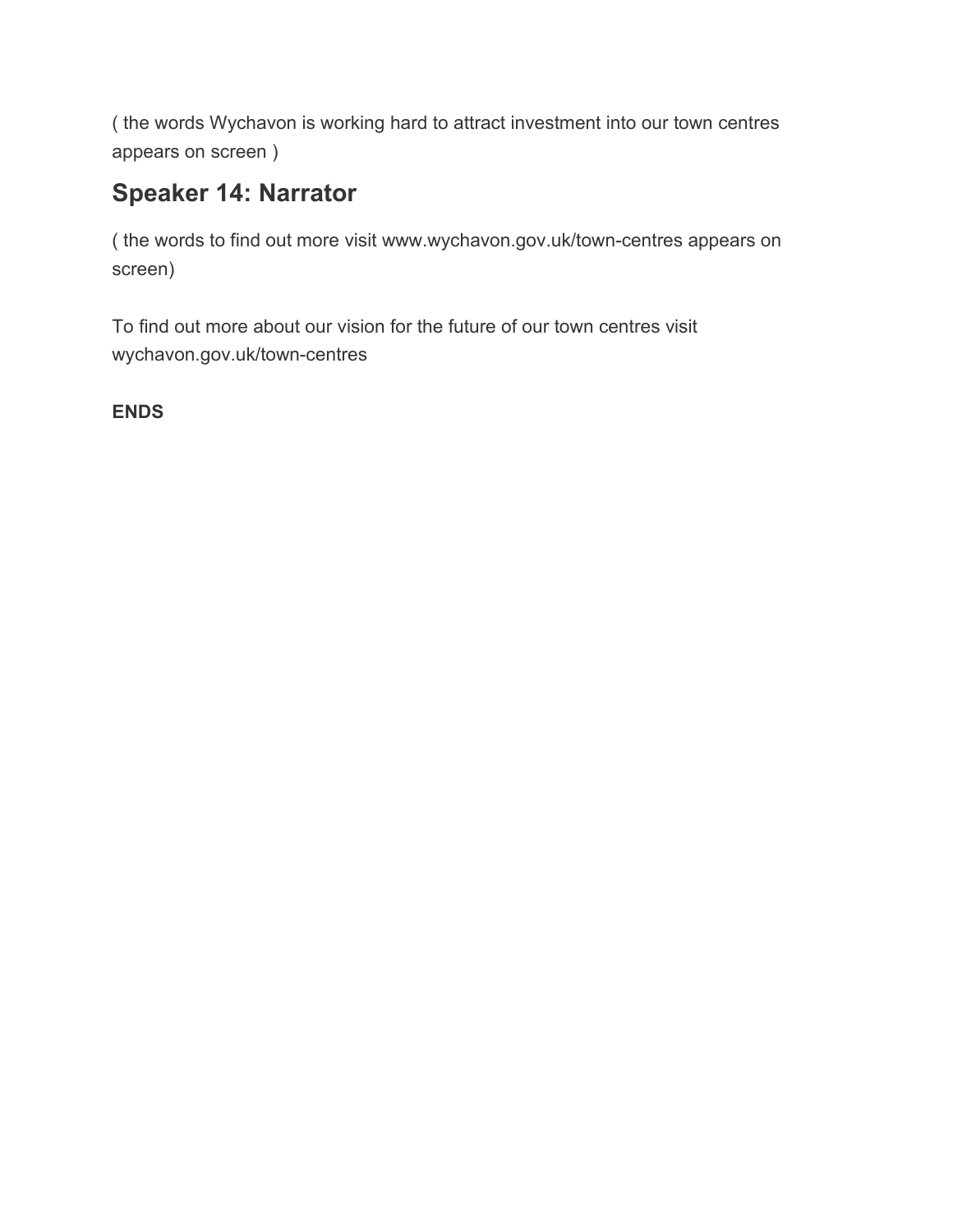( the words Wychavon is working hard to attract investment into our town centres appears on screen )

## Speaker 14: Narrator

( the words to find out more visit www.wychavon.gov.uk/town-centres appears on screen)

To find out more about our vision for the future of our town centres visit wychavon.gov.uk/town-centres

**ENDS**